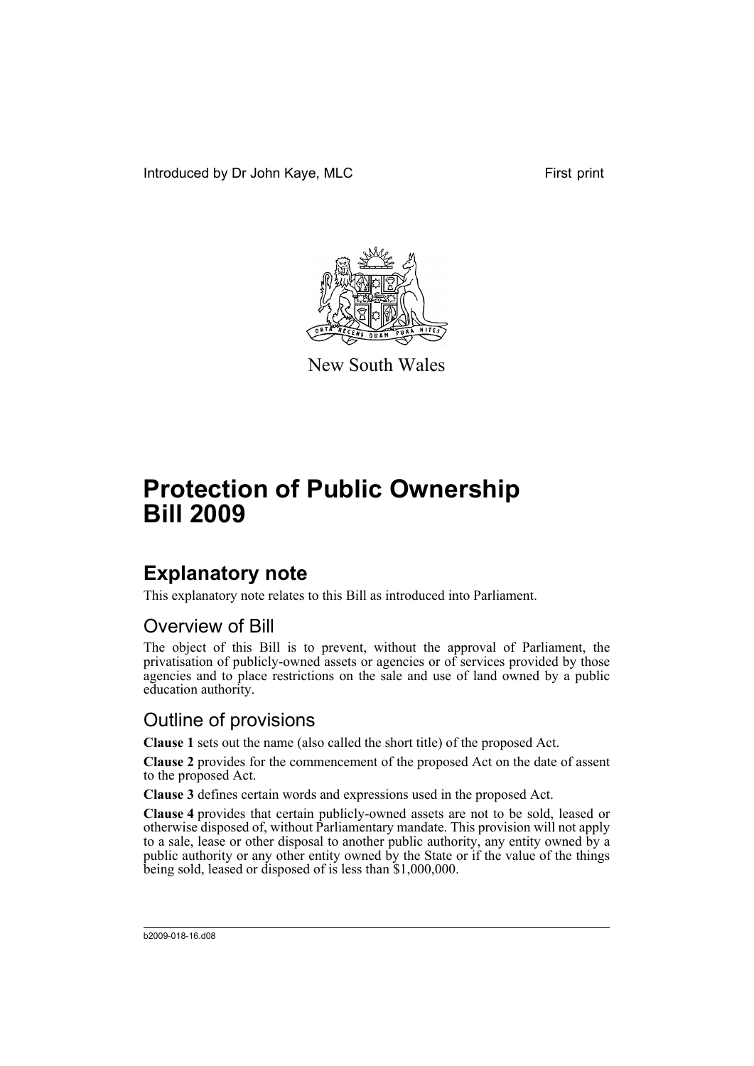Introduced by Dr John Kaye, MLC First print

New South Wales

# Protection of Public Ownership Bill 2009

## Explanatory note

This explanatory note relates to this Bill as introduced into Parliament.

### Overview of Bill

The object of this Bill is to prevent, without the approval of Parliament, the privatisation of publicly-owned assets or agencies or of services provided by those agencies and to place restrictions on the sale and use of land owned by a public education authority.

### Outline of provisions

**Clause 1** sets out the name (also called the short title) of the proposed Act.

**Clause 2** provides for the commencement of the proposed Act on the date of assent to the proposed Act.

**Clause 3** defines certain words and expressions used in the proposed Act.

**Clause 4** provides that certain publicly-owned assets are not to be sold, leased or otherwise disposed of, without Parliamentary mandate. This provision will not apply to a sale, lease or other disposal to another public authority, any entity owned by a public authority or any other entity owned by the State or if the value of the things being sold, leased or disposed of is less than $1,000,000.

b2009-018-16.d08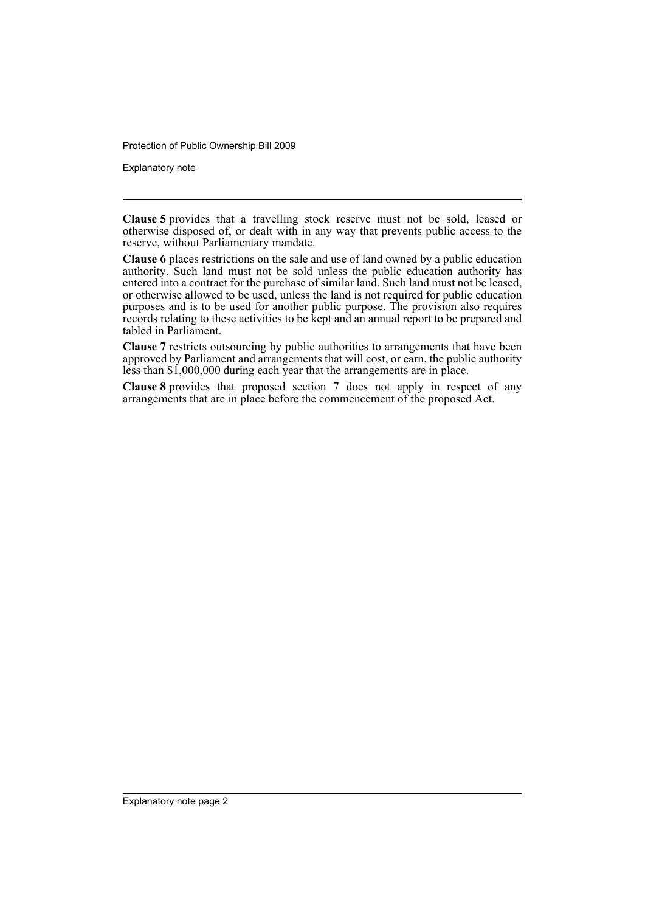**Clause 5** provides that a travelling stock reserve must not be sold, leased or otherwise disposed of, or dealt with in any way that prevents public access to the reserve, without Parliamentary mandate.

**Clause 6** places restrictions on the sale and use of land owned by a public education authority. Such land must not be sold unless the public education authority has entered into a contract for the purchase of similar land. Such land must not be leased, or otherwise allowed to be used, unless the land is not required for public education purposes and is to be used for another public purpose. The provision also requires records relating to these activities to be kept and an annual report to be prepared and tabled in Parliament.

**Clause 7** restricts outsourcing by public authorities to arrangements that have been approved by Parliament and arrangements that will cost, or earn, the public authority less than $1,000,000 during each year that the arrangements are in place.

**Clause 8** provides that proposed section 7 does not apply in respect of any arrangements that are in place before the commencement of the proposed Act.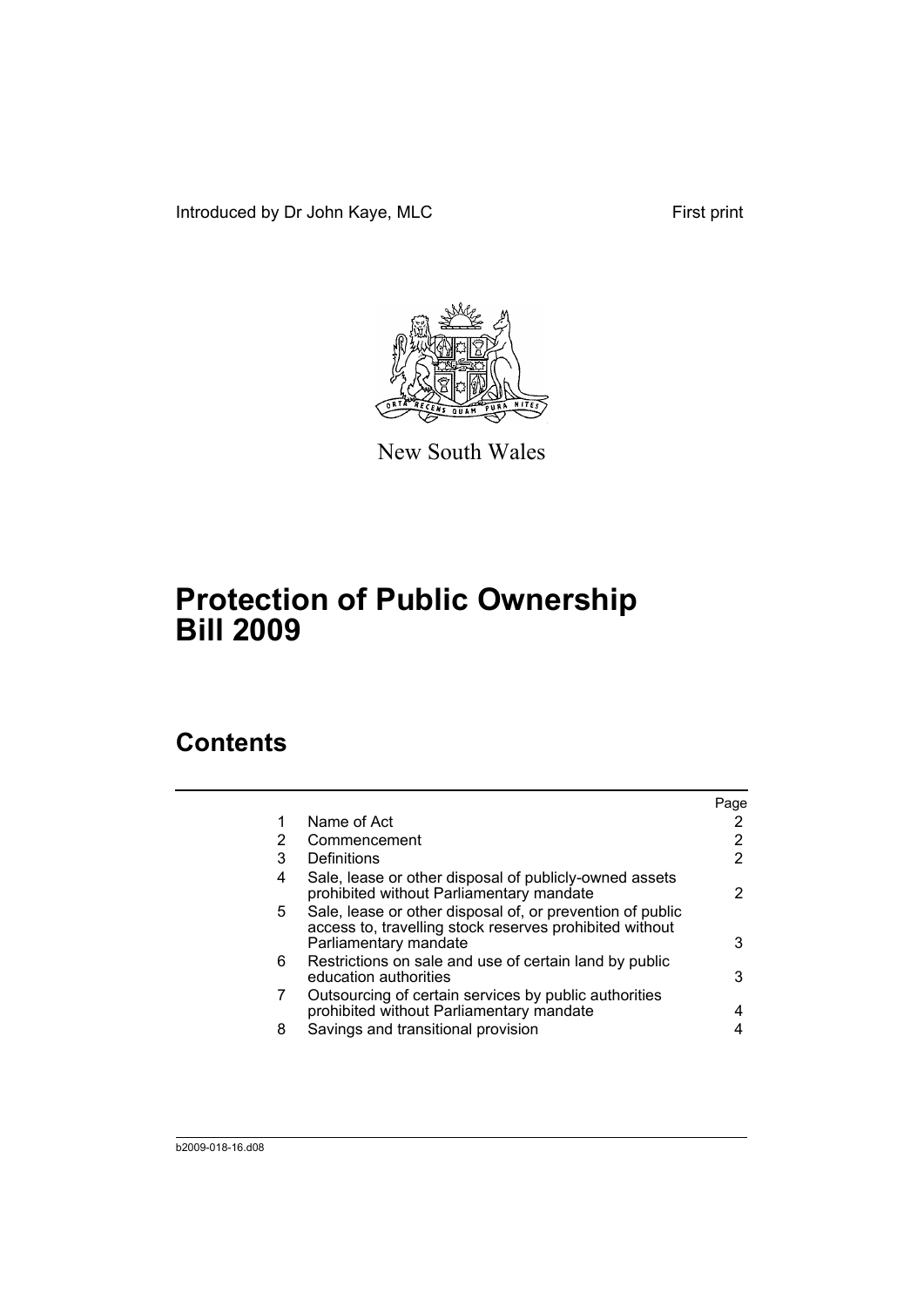Introduced by Dr John Kaye, MLC First print

New South Wales

# Protection of Public Ownership Bill 2009

## Contents

| | | Page |
|---|---|---|
| 1 | Name of Act | 2 |
| 2 | Commencement | 2 |
| 3 | Definitions | 2 |
| 4 | Sale, lease or other disposal of publicly-owned assets prohibited without Parliamentary mandate | 2 |
| 5 | Sale, lease or other disposal of, or prevention of public access to, travelling stock reserves prohibited without Parliamentary mandate | 3 |
| 6 | Restrictions on sale and use of certain land by public education authorities | 3 |
| 7 | Outsourcing of certain services by public authorities prohibited without Parliamentary mandate | 4 |
| 8 | Savings and transitional provision | 4 |

b2009-018-16.d08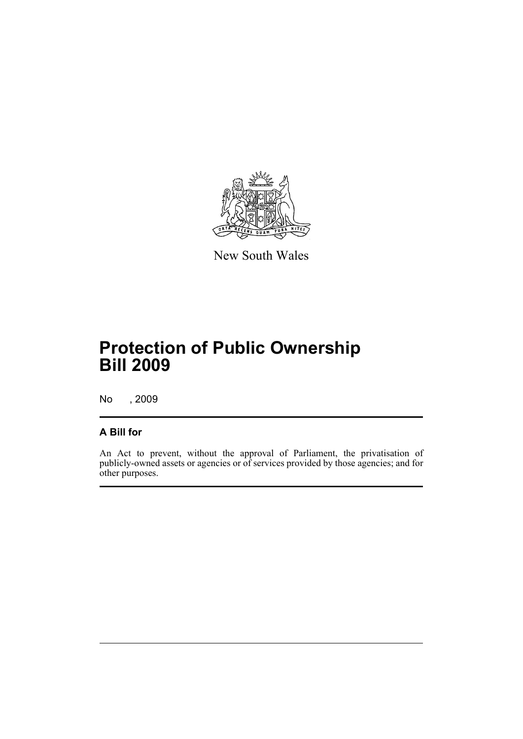New South Wales

# Protection of Public Ownership Bill 2009

No , 2009

## A Bill for

An Act to prevent, without the approval of Parliament, the privatisation of publicly-owned assets or agencies or of services provided by those agencies; and for other purposes.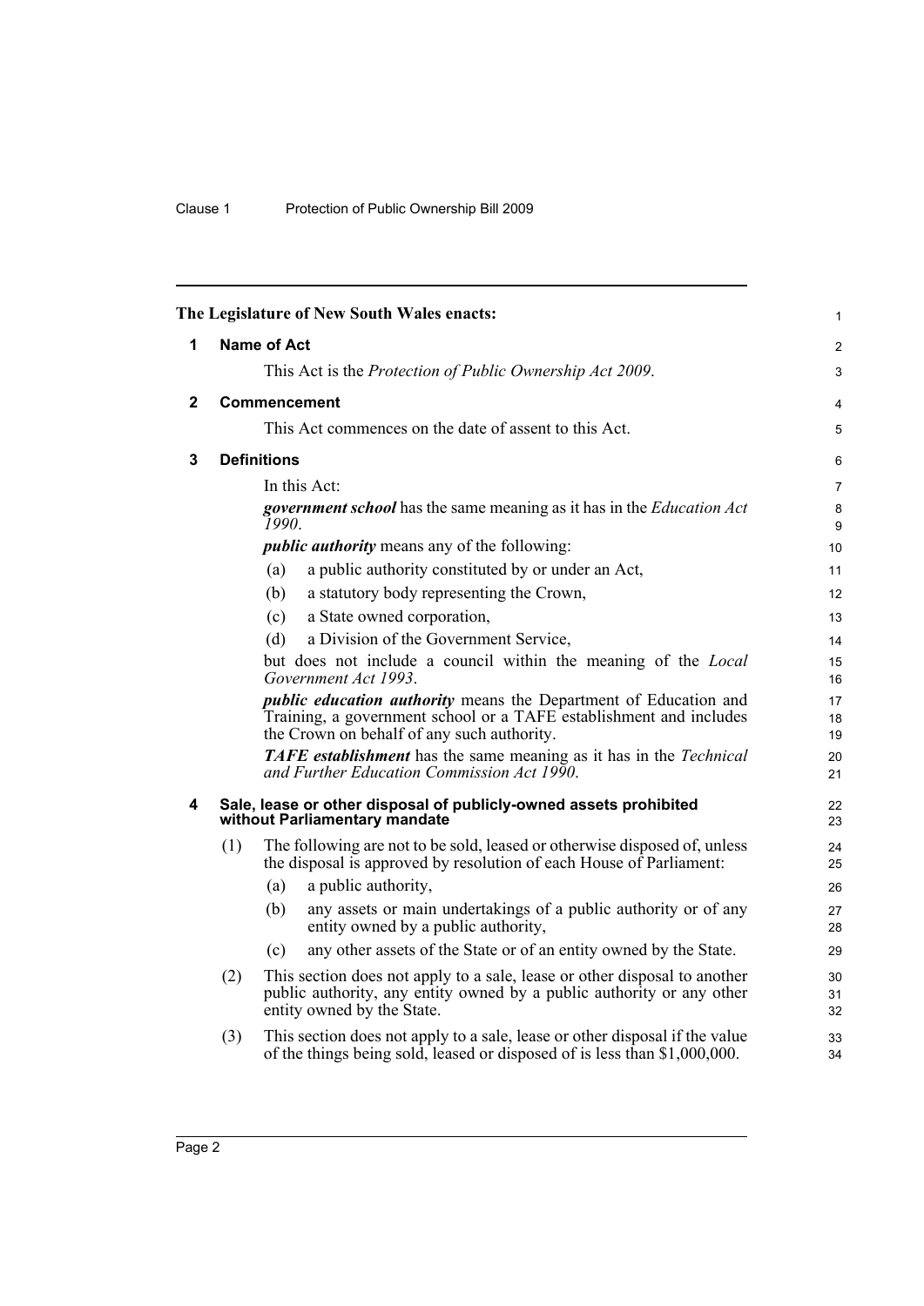The Legislature of New South Wales enacts:

## 1 Name of Act

This Act is the *Protection of Public Ownership Act 2009*.

## 2 Commencement

This Act commences on the date of assent to this Act.

## 3 Definitions

In this Act:

***government school*** has the same meaning as it has in the *Education Act 1990*.

***public authority*** means any of the following:

(a) a public authority constituted by or under an Act,

(b) a statutory body representing the Crown,

(c) a State owned corporation,

(d) a Division of the Government Service,

but does not include a council within the meaning of the *Local Government Act 1993*.

***public education authority*** means the Department of Education and Training, a government school or a TAFE establishment and includes the Crown on behalf of any such authority.

***TAFE establishment*** has the same meaning as it has in the *Technical and Further Education Commission Act 1990*.

## 4 Sale, lease or other disposal of publicly-owned assets prohibited without Parliamentary mandate

(1) The following are not to be sold, leased or otherwise disposed of, unless the disposal is approved by resolution of each House of Parliament:

(a) a public authority,

(b) any assets or main undertakings of a public authority or of any entity owned by a public authority,

(c) any other assets of the State or of an entity owned by the State.

(2) This section does not apply to a sale, lease or other disposal to another public authority, any entity owned by a public authority or any other entity owned by the State.

(3) This section does not apply to a sale, lease or other disposal if the value of the things being sold, leased or disposed of is less than $1,000,000.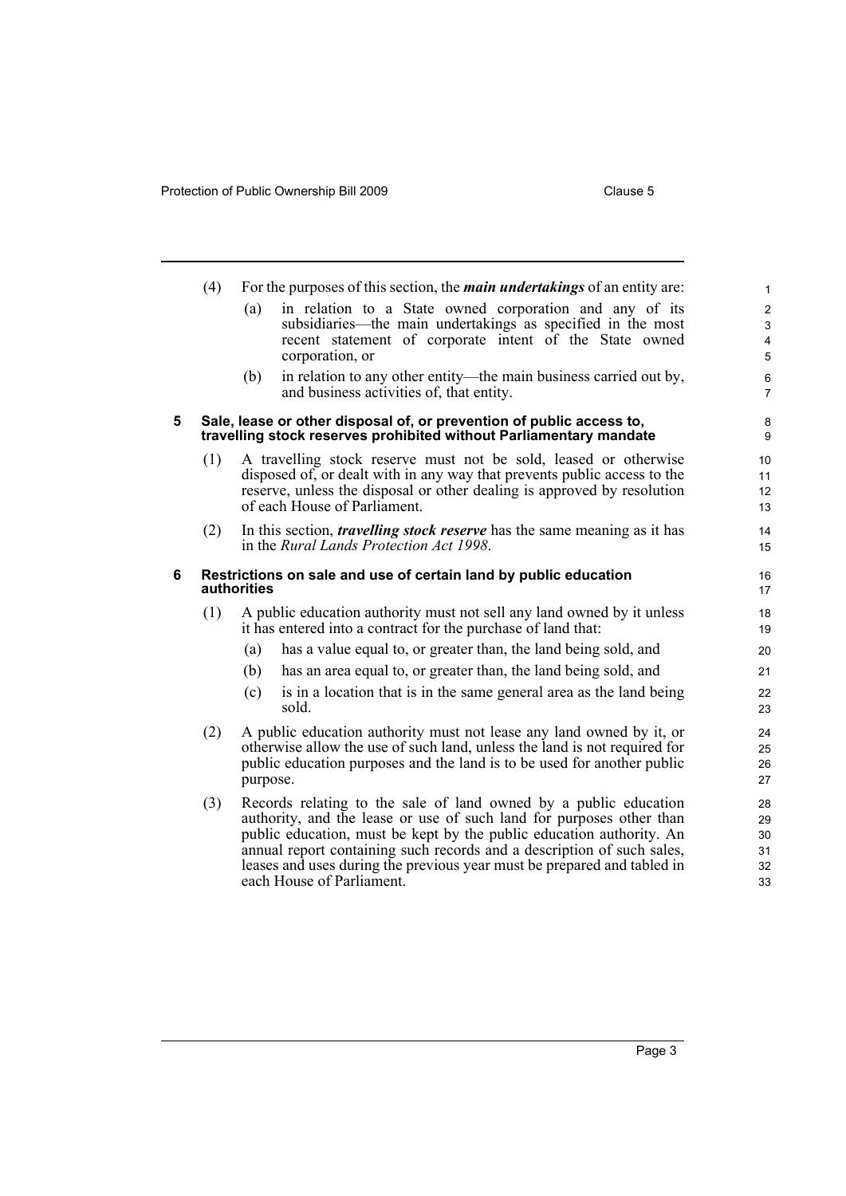(4) For the purposes of this section, the ***main undertakings*** of an entity are:

(a) in relation to a State owned corporation and any of its subsidiaries—the main undertakings as specified in the most recent statement of corporate intent of the State owned corporation, or

(b) in relation to any other entity—the main business carried out by, and business activities of, that entity.

## 5 Sale, lease or other disposal of, or prevention of public access to, travelling stock reserves prohibited without Parliamentary mandate

(1) A travelling stock reserve must not be sold, leased or otherwise disposed of, or dealt with in any way that prevents public access to the reserve, unless the disposal or other dealing is approved by resolution of each House of Parliament.

(2) In this section, ***travelling stock reserve*** has the same meaning as it has in the *Rural Lands Protection Act 1998*.

## 6 Restrictions on sale and use of certain land by public education authorities

(1) A public education authority must not sell any land owned by it unless it has entered into a contract for the purchase of land that:

(a) has a value equal to, or greater than, the land being sold, and

(b) has an area equal to, or greater than, the land being sold, and

(c) is in a location that is in the same general area as the land being sold.

(2) A public education authority must not lease any land owned by it, or otherwise allow the use of such land, unless the land is not required for public education purposes and the land is to be used for another public purpose.

(3) Records relating to the sale of land owned by a public education authority, and the lease or use of such land for purposes other than public education, must be kept by the public education authority. An annual report containing such records and a description of such sales, leases and uses during the previous year must be prepared and tabled in each House of Parliament.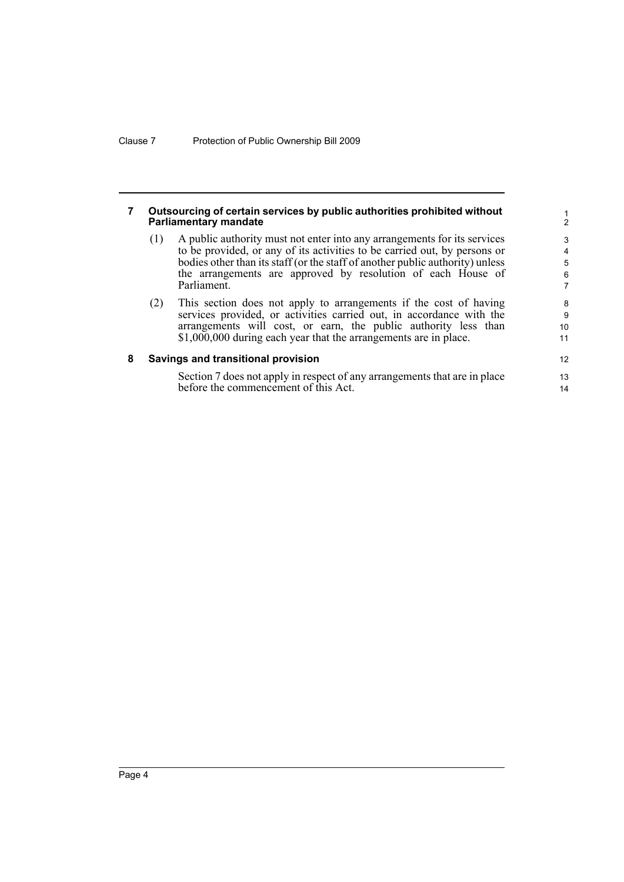## 7 Outsourcing of certain services by public authorities prohibited without Parliamentary mandate

(1) A public authority must not enter into any arrangements for its services to be provided, or any of its activities to be carried out, by persons or bodies other than its staff (or the staff of another public authority) unless the arrangements are approved by resolution of each House of Parliament.

(2) This section does not apply to arrangements if the cost of having services provided, or activities carried out, in accordance with the arrangements will cost, or earn, the public authority less than $1,000,000 during each year that the arrangements are in place.

## 8 Savings and transitional provision

Section 7 does not apply in respect of any arrangements that are in place before the commencement of this Act.